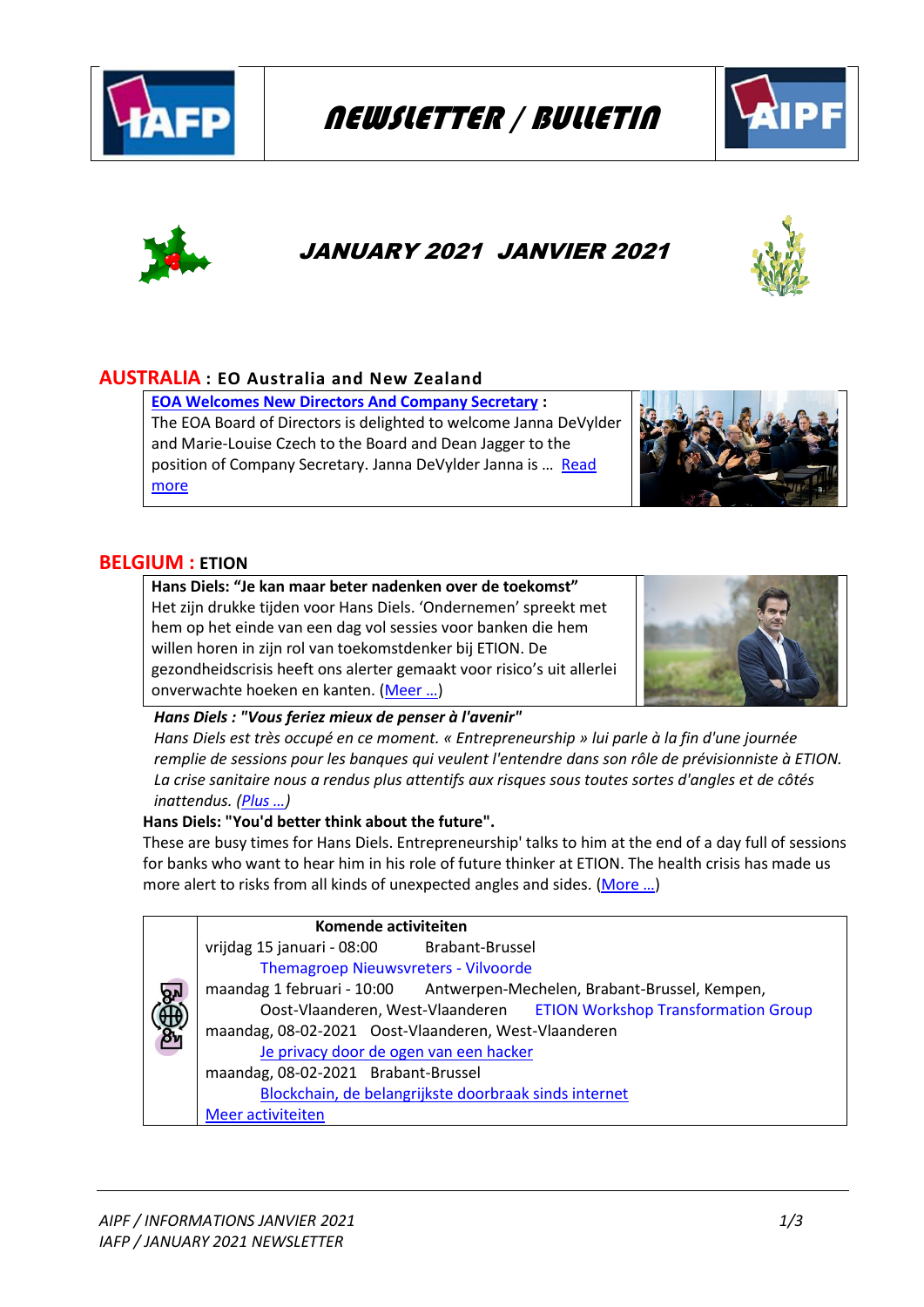# NEWSLETTER / BULLETIN

## JANUARY 2021 JANVIER 2021

## AUSTRALIA : EO Australia and New Zealand

**EOA Welcomes New Directors And Company Secretary** :
The EOA Board of Directors is delighted to welcome Janna DeVylder and Marie-Louise Czech to the Board and Dean Jagger to the position of Company Secretary. Janna DeVylder Janna is … Read more

## BELGIUM : ETION

**Hans Diels: "Je kan maar beter nadenken over de toekomst"**
Het zijn drukke tijden voor Hans Diels. 'Ondernemen' spreekt met hem op het einde van een dag vol sessies voor banken die hem willen horen in zijn rol van toekomstdenker bij ETION. De gezondheidscrisis heeft ons alerter gemaakt voor risico's uit allerlei onverwachte hoeken en kanten. (Meer …)

***Hans Diels : "Vous feriez mieux de penser à l'avenir"***
*Hans Diels est très occupé en ce moment. « Entrepreneurship » lui parle à la fin d'une journée remplie de sessions pour les banques qui veulent l'entendre dans son rôle de prévisionniste à ETION. La crise sanitaire nous a rendus plus attentifs aux risques sous toutes sortes d'angles et de côtés inattendus. (Plus …)*

**Hans Diels: "You'd better think about the future".**
These are busy times for Hans Diels. Entrepreneurship' talks to him at the end of a day full of sessions for banks who want to hear him in his role of future thinker at ETION. The health crisis has made us more alert to risks from all kinds of unexpected angles and sides. (More …)

**Komende activiteiten**

vrijdag 15 januari - 08:00 Brabant-Brussel
Themagroep Nieuwsvreters - Vilvoorde

maandag 1 februari - 10:00 Antwerpen-Mechelen, Brabant-Brussel, Kempen, Oost-Vlaanderen, West-Vlaanderen ETION Workshop Transformation Group

maandag, 08-02-2021 Oost-Vlaanderen, West-Vlaanderen
Je privacy door de ogen van een hacker

maandag, 08-02-2021 Brabant-Brussel
Blockchain, de belangrijkste doorbraak sinds internet

Meer activiteiten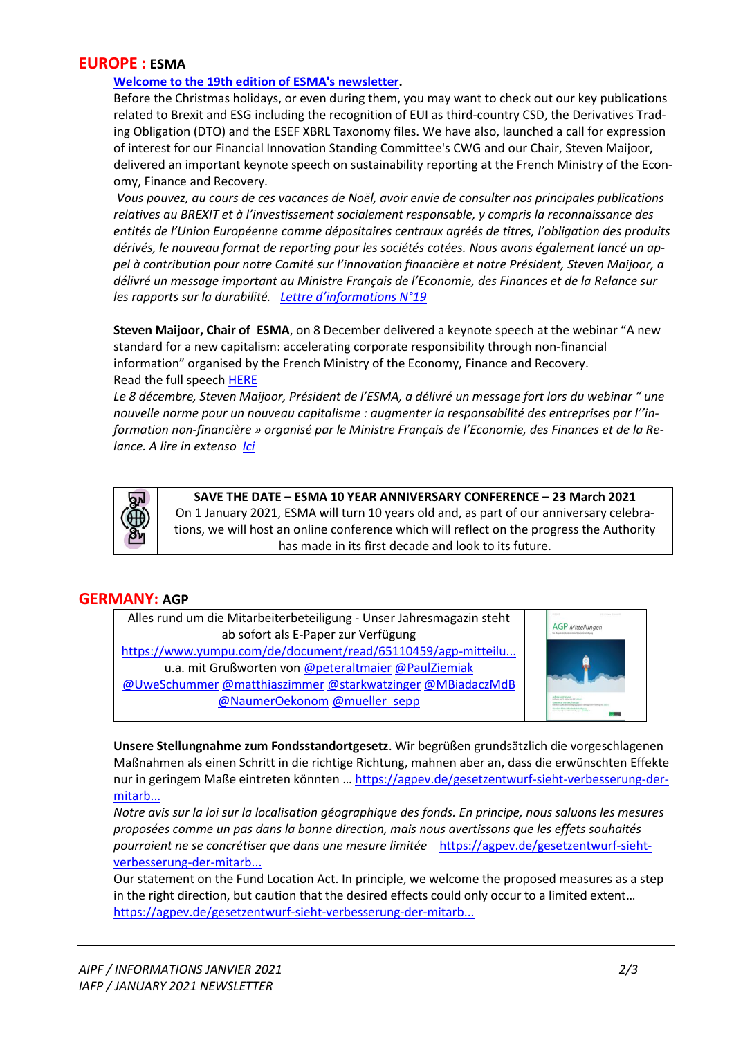## EUROPE : ESMA

**Welcome to the 19th edition of ESMA's newsletter.**

Before the Christmas holidays, or even during them, you may want to check out our key publications related to Brexit and ESG including the recognition of EUI as third-country CSD, the Derivatives Trading Obligation (DTO) and the ESEF XBRL Taxonomy files. We have also, launched a call for expression of interest for our Financial Innovation Standing Committee's CWG and our Chair, Steven Maijoor, delivered an important keynote speech on sustainability reporting at the French Ministry of the Economy, Finance and Recovery.

*Vous pouvez, au cours de ces vacances de Noël, avoir envie de consulter nos principales publications relatives au BREXIT et à l'investissement socialement responsable, y compris la reconnaissance des entités de l'Union Européenne comme dépositaires centraux agréés de titres, l'obligation des produits dérivés, le nouveau format de reporting pour les sociétés cotées. Nous avons également lancé un appel à contribution pour notre Comité sur l'innovation financière et notre Président, Steven Maijoor, a délivré un message important au Ministre Français de l'Economie, des Finances et de la Relance sur les rapports sur la durabilité. Lettre d'informations N°19*

**Steven Maijoor, Chair of ESMA**, on 8 December delivered a keynote speech at the webinar "A new standard for a new capitalism: accelerating corporate responsibility through non-financial information" organised by the French Ministry of the Economy, Finance and Recovery.
Read the full speech HERE

*Le 8 décembre, Steven Maijoor, Président de l'ESMA, a délivré un message fort lors du webinar " une nouvelle norme pour un nouveau capitalisme : augmenter la responsabilité des entreprises par l''information non-financière » organisé par le Ministre Français de l'Economie, des Finances et de la Relance. A lire in extenso Ici*

**SAVE THE DATE – ESMA 10 YEAR ANNIVERSARY CONFERENCE – 23 March 2021**
On 1 January 2021, ESMA will turn 10 years old and, as part of our anniversary celebrations, we will host an online conference which will reflect on the progress the Authority has made in its first decade and look to its future.

## GERMANY: AGP

Alles rund um die Mitarbeiterbeteiligung - Unser Jahresmagazin steht ab sofort als E-Paper zur Verfügung
https://www.yumpu.com/de/document/read/65110459/agp-mitteilu...
u.a. mit Grußworten von @peteraltmaier @PaulZiemiak @UweSchummer @matthiaszimmer @starkwatzinger @MBiadaczMdB @NaumerOekonom @mueller_sepp

**Unsere Stellungnahme zum Fondsstandortgesetz**. Wir begrüßen grundsätzlich die vorgeschlagenen Maßnahmen als einen Schritt in die richtige Richtung, mahnen aber an, dass die erwünschten Effekte nur in geringem Maße eintreten könnten … https://agpev.de/gesetzentwurf-sieht-verbesserung-der-mitarb...

*Notre avis sur la loi sur la localisation géographique des fonds. En principe, nous saluons les mesures proposées comme un pas dans la bonne direction, mais nous avertissons que les effets souhaités pourraient ne se concrétiser que dans une mesure limitée* https://agpev.de/gesetzentwurf-sieht-verbesserung-der-mitarb...

Our statement on the Fund Location Act. In principle, we welcome the proposed measures as a step in the right direction, but caution that the desired effects could only occur to a limited extent…
https://agpev.de/gesetzentwurf-sieht-verbesserung-der-mitarb...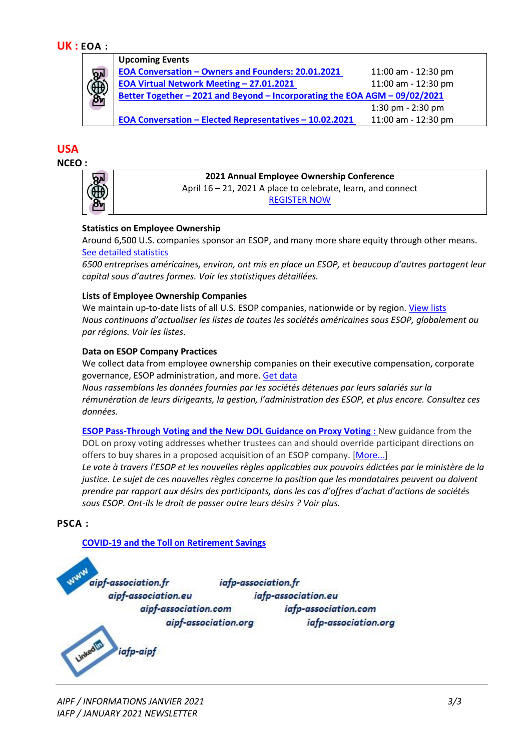## UK : EOA :

| | |
|---|---|
| **Upcoming Events** | |
| **EOA Conversation – Owners and Founders: 20.01.2021** | 11:00 am - 12:30 pm |
| **EOA Virtual Network Meeting – 27.01.2021** | 11:00 am - 12:30 pm |
| **Better Together – 2021 and Beyond – Incorporating the EOA AGM – 09/02/2021** | 1:30 pm - 2:30 pm |
| **EOA Conversation – Elected Representatives – 10.02.2021** | 11:00 am - 12:30 pm |

## USA

**NCEO :**

**2021 Annual Employee Ownership Conference**
April 16 – 21, 2021 A place to celebrate, learn, and connect
REGISTER NOW

**Statistics on Employee Ownership**

Around 6,500 U.S. companies sponsor an ESOP, and many more share equity through other means. See detailed statistics

*6500 entreprises américaines, environ, ont mis en place un ESOP, et beaucoup d'autres partagent leur capital sous d'autres formes. Voir les statistiques détaillées.*

**Lists of Employee Ownership Companies**

We maintain up-to-date lists of all U.S. ESOP companies, nationwide or by region. View lists

*Nous continuons d'actualiser les listes de toutes les sociétés américaines sous ESOP, globalement ou par régions. Voir les listes.*

**Data on ESOP Company Practices**

We collect data from employee ownership companies on their executive compensation, corporate governance, ESOP administration, and more. Get data

*Nous rassemblons les données fournies par les sociétés détenues par leurs salariés sur la rémunération de leurs dirigeants, la gestion, l'administration des ESOP, et plus encore. Consultez ces données.*

**ESOP Pass-Through Voting and the New DOL Guidance on Proxy Voting :** New guidance from the DOL on proxy voting addresses whether trustees can and should override participant directions on offers to buy shares in a proposed acquisition of an ESOP company. [More...]

*Le vote à travers l'ESOP et les nouvelles règles applicables aux pouvoirs édictées par le ministère de la justice. Le sujet de ces nouvelles règles concerne la position que les mandataires peuvent ou doivent prendre par rapport aux désirs des participants, dans les cas d'offres d'achat d'actions de sociétés sous ESOP. Ont-ils le droit de passer outre leurs désirs ? Voir plus.*

**PSCA :**

**COVID-19 and the Toll on Retirement Savings**

www

aipf-association.fr
aipf-association.eu
aipf-association.com
aipf-association.org

iafp-association.fr
iafp-association.eu
iafp-association.com
iafp-association.org

LinkedIn iafp-aipf